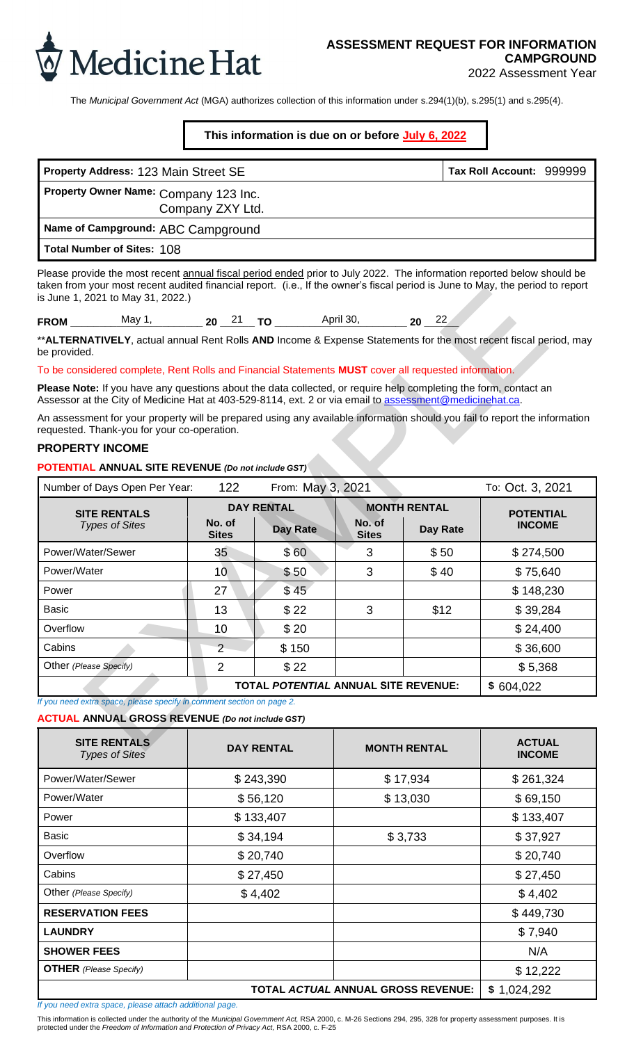Medicine Hat

# ASSESSMENT REQUEST FOR INFORMATION CAMPGROUND

2022 Assessment Year

The *Municipal Government Act* (MGA) authorizes collection of this information under s.294(1)(b), s.295(1) and s.295(4).

**This information is due on or before July 6, 2022**

| | |
|---|---|
| **Property Address:** 123 Main Street SE | **Tax Roll Account:** 999999 |
| **Property Owner Name:** Company 123 Inc. Company ZXY Ltd. | |
| **Name of Campground:** ABC Campground | |
| **Total Number of Sites:** 108 | |

Please provide the most recent annual fiscal period ended prior to July 2022. The information reported below should be taken from your most recent audited financial report. (i.e., If the owner's fiscal period is June to May, the period to report is June 1, 2021 to May 31, 2022.)

**FROM** May 1, **20** 21 **TO** April 30, **20** 22

**ALTERNATIVELY, actual annual Rent Rolls **AND** Income & Expense Statements for the most recent fiscal period, may be provided.

To be considered complete, Rent Rolls and Financial Statements **MUST** cover all requested information.

**Please Note:** If you have any questions about the data collected, or require help completing the form, contact an Assessor at the City of Medicine Hat at 403-529-8114, ext. 2 or via email to assessment@medicinehat.ca.

An assessment for your property will be prepared using any available information should you fail to report the information requested. Thank-you for your co-operation.

## PROPERTY INCOME

### POTENTIAL ANNUAL SITE REVENUE *(Do not include GST)*

| Number of Days Open Per Year: 122 | From: May 3, 2021 | | | To: Oct. 3, 2021 | |
|---|---|---|---|---|---|
| **SITE RENTALS** *Types of Sites* | **DAY RENTAL** | | **MONTH RENTAL** | | **POTENTIAL INCOME** |
| | **No. of Sites** | **Day Rate** | **No. of Sites** | **Day Rate** | |
| Power/Water/Sewer | 35 | $ 60 | 3 | $ 50 | $ 274,500 |
| Power/Water | 10 | $ 50 | 3 | $ 40 | $ 75,640 |
| Power | 27 | $ 45 | | | $ 148,230 |
| Basic | 13 | $ 22 | 3 | $12 | $ 39,284 |
| Overflow | 10 | $ 20 | | | $ 24,400 |
| Cabins | 2 | $ 150 | | | $ 36,600 |
| Other *(Please Specify)* | 2 | $ 22 | | | $ 5,368 |
| | | | **TOTAL *POTENTIAL* ANNUAL SITE REVENUE:** | | $ 604,022 |

*If you need extra space, please specify in comment section on page 2.*

### ACTUAL ANNUAL GROSS REVENUE *(Do not include GST)*

| **SITE RENTALS** *Types of Sites* | **DAY RENTAL** | **MONTH RENTAL** | **ACTUAL INCOME** |
|---|---|---|---|
| Power/Water/Sewer | $ 243,390 | $ 17,934 | $ 261,324 |
| Power/Water | $ 56,120 | $ 13,030 | $ 69,150 |
| Power | $ 133,407 | | $ 133,407 |
| Basic | $ 34,194 | $ 3,733 | $ 37,927 |
| Overflow | $ 20,740 | | $ 20,740 |
| Cabins | $ 27,450 | | $ 27,450 |
| Other *(Please Specify)* | $ 4,402 | | $ 4,402 |
| **RESERVATION FEES** | | | $ 449,730 |
| **LAUNDRY** | | | $ 7,940 |
| **SHOWER FEES** | | | N/A |
| **OTHER** *(Please Specify)* | | | $ 12,222 |
| | | **TOTAL *ACTUAL* ANNUAL GROSS REVENUE:** | $ 1,024,292 |

*If you need extra space, please attach additional page.*

This information is collected under the authority of the *Municipal Government Act*, RSA 2000, c. M-26 Sections 294, 295, 328 for property assessment purposes. It is protected under the *Freedom of Information and Protection of Privacy Act*, RSA 2000, c. F-25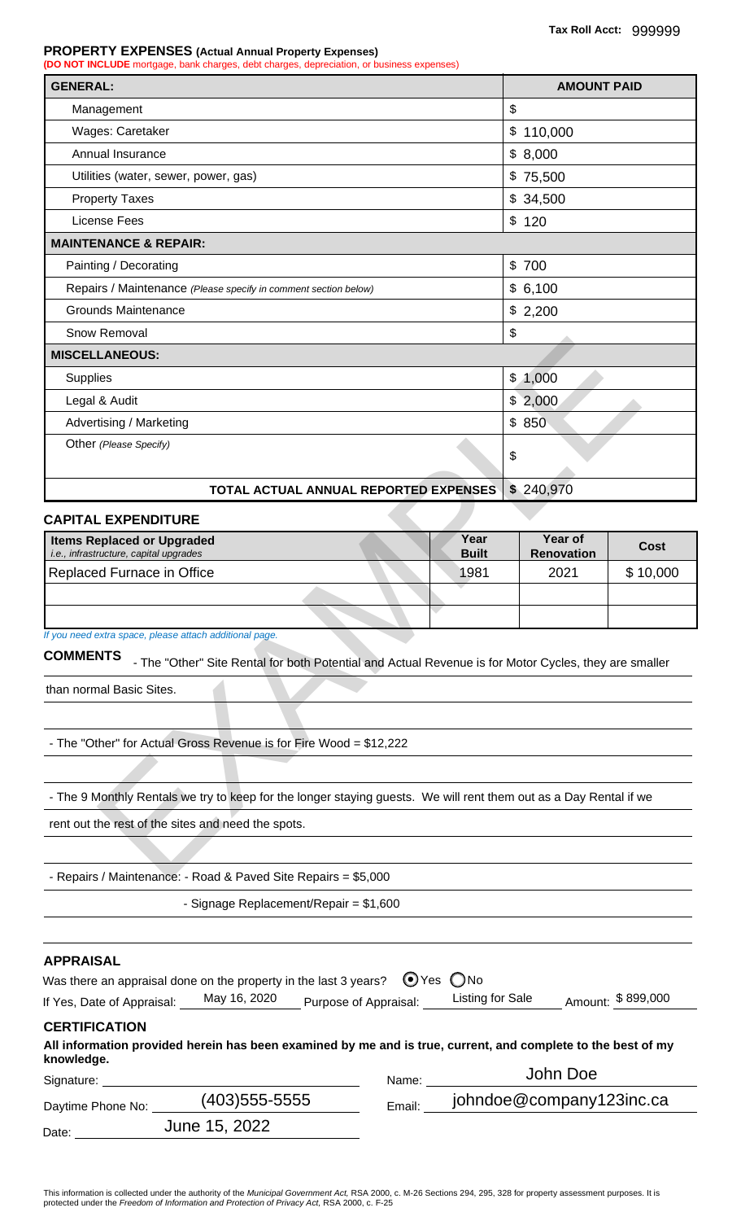Tax Roll Acct: 999999

## PROPERTY EXPENSES (Actual Annual Property Expenses)

**(DO NOT INCLUDE** mortgage, bank charges, debt charges, depreciation, or business expenses)

| GENERAL: | AMOUNT PAID |
|---|---|
| Management | $ |
| Wages: Caretaker | $ 110,000 |
| Annual Insurance | $ 8,000 |
| Utilities (water, sewer, power, gas) | $ 75,500 |
| Property Taxes | $ 34,500 |
| License Fees | $ 120 |
| **MAINTENANCE & REPAIR:** | |
| Painting / Decorating | $ 700 |
| Repairs / Maintenance *(Please specify in comment section below)* | $ 6,100 |
| Grounds Maintenance | $ 2,200 |
| Snow Removal | $ |
| **MISCELLANEOUS:** | |
| Supplies | $ 1,000 |
| Legal & Audit | $ 2,000 |
| Advertising / Marketing | $ 850 |
| Other *(Please Specify)* | $ |
| **TOTAL ACTUAL ANNUAL REPORTED EXPENSES** | $ 240,970 |

## CAPITAL EXPENDITURE

| Items Replaced or Upgraded *i.e., infrastructure, capital upgrades* | Year Built | Year of Renovation | Cost |
|---|---|---|---|
| Replaced Furnace in Office | 1981 | 2021 | $ 10,000 |
| | | | |
| | | | |

*If you need extra space, please attach additional page.*

**COMMENTS**

- The "Other" Site Rental for both Potential and Actual Revenue is for Motor Cycles, they are smaller than normal Basic Sites.
- The "Other" for Actual Gross Revenue is for Fire Wood = $12,222
- The 9 Monthly Rentals we try to keep for the longer staying guests. We will rent them out as a Day Rental if we rent out the rest of the sites and need the spots.
- Repairs / Maintenance: - Road & Paved Site Repairs = $5,000
  - Signage Replacement/Repair = $1,600

## APPRAISAL

Was there an appraisal done on the property in the last 3 years? (●) Yes ( ) No

If Yes, Date of Appraisal: May 16, 2020 Purpose of Appraisal: Listing for Sale Amount: $ 899,000

## CERTIFICATION

**All information provided herein has been examined by me and is true, current, and complete to the best of my knowledge.**

Signature: ____________ Name: John Doe

Daytime Phone No: (403)555-5555 Email: johndoe@company123inc.ca

Date: June 15, 2022

This information is collected under the authority of the *Municipal Government Act,* RSA 2000, c. M-26 Sections 294, 295, 328 for property assessment purposes. It is protected under the *Freedom of Information and Protection of Privacy Act,* RSA 2000, c. F-25